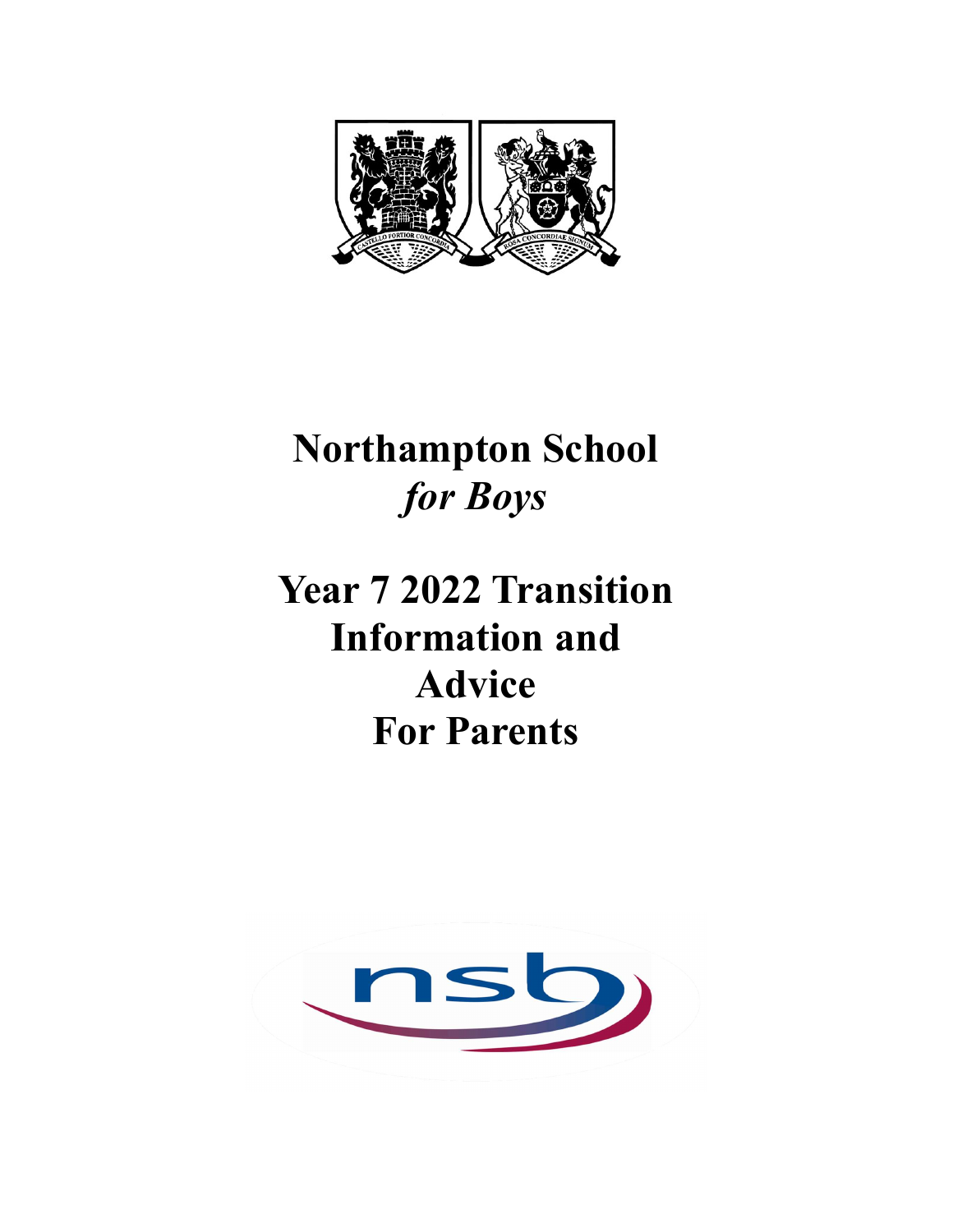# Northampton School
## *for Boys*

# Year 7 2022 Transition Information and Advice For Parents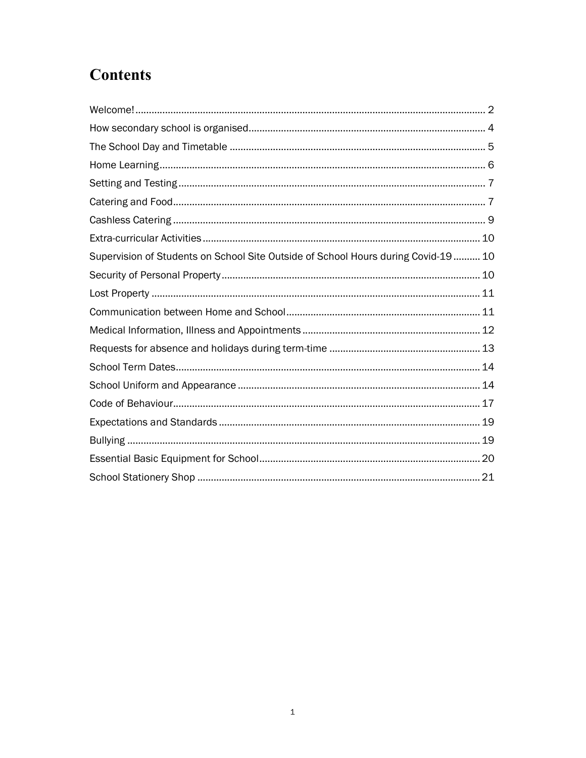# Contents

| | |
|---|---|
| Welcome! | 2 |
| How secondary school is organised | 4 |
| The School Day and Timetable | 5 |
| Home Learning | 6 |
| Setting and Testing | 7 |
| Catering and Food | 7 |
| Cashless Catering | 9 |
| Extra-curricular Activities | 10 |
| Supervision of Students on School Site Outside of School Hours during Covid-19 | 10 |
| Security of Personal Property | 10 |
| Lost Property | 11 |
| Communication between Home and School | 11 |
| Medical Information, Illness and Appointments | 12 |
| Requests for absence and holidays during term-time | 13 |
| School Term Dates | 14 |
| School Uniform and Appearance | 14 |
| Code of Behaviour | 17 |
| Expectations and Standards | 19 |
| Bullying | 19 |
| Essential Basic Equipment for School | 20 |
| School Stationery Shop | 21 |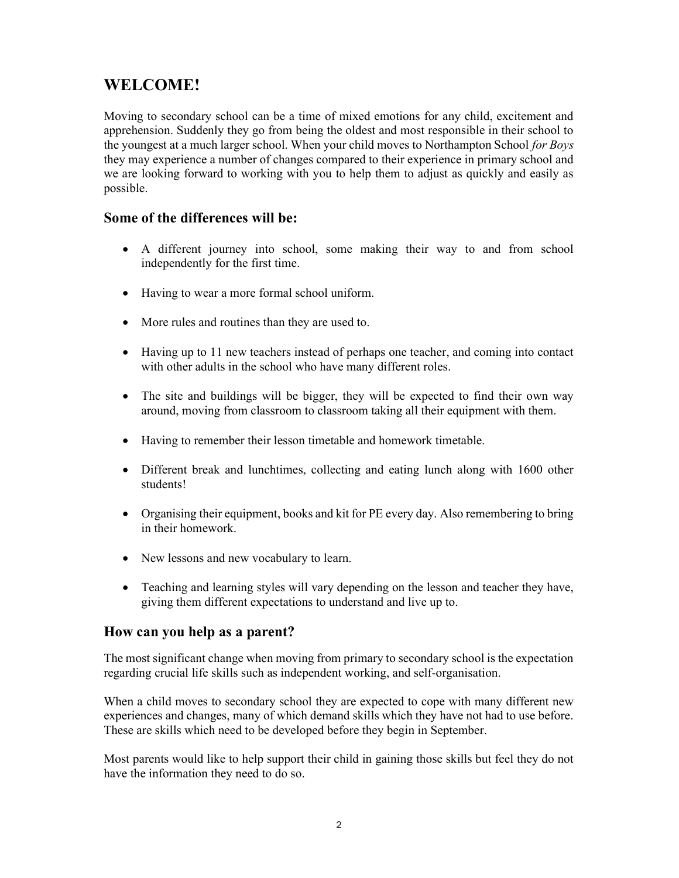# WELCOME!

Moving to secondary school can be a time of mixed emotions for any child, excitement and apprehension. Suddenly they go from being the oldest and most responsible in their school to the youngest at a much larger school. When your child moves to Northampton School *for Boys* they may experience a number of changes compared to their experience in primary school and we are looking forward to working with you to help them to adjust as quickly and easily as possible.

## Some of the differences will be:

- A different journey into school, some making their way to and from school independently for the first time.
- Having to wear a more formal school uniform.
- More rules and routines than they are used to.
- Having up to 11 new teachers instead of perhaps one teacher, and coming into contact with other adults in the school who have many different roles.
- The site and buildings will be bigger, they will be expected to find their own way around, moving from classroom to classroom taking all their equipment with them.
- Having to remember their lesson timetable and homework timetable.
- Different break and lunchtimes, collecting and eating lunch along with 1600 other students!
- Organising their equipment, books and kit for PE every day. Also remembering to bring in their homework.
- New lessons and new vocabulary to learn.
- Teaching and learning styles will vary depending on the lesson and teacher they have, giving them different expectations to understand and live up to.

## How can you help as a parent?

The most significant change when moving from primary to secondary school is the expectation regarding crucial life skills such as independent working, and self-organisation.

When a child moves to secondary school they are expected to cope with many different new experiences and changes, many of which demand skills which they have not had to use before. These are skills which need to be developed before they begin in September.

Most parents would like to help support their child in gaining those skills but feel they do not have the information they need to do so.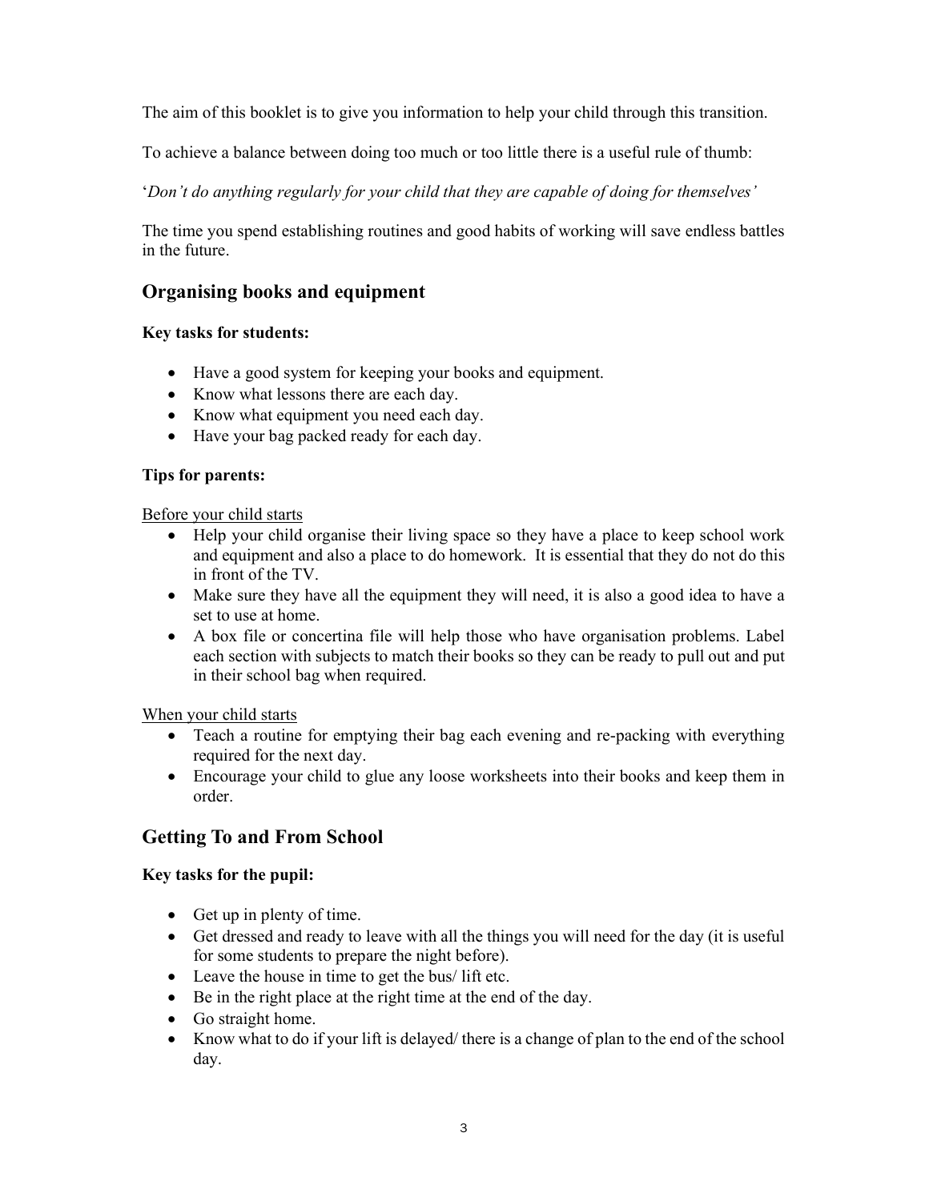The aim of this booklet is to give you information to help your child through this transition.

To achieve a balance between doing too much or too little there is a useful rule of thumb:

'*Don't do anything regularly for your child that they are capable of doing for themselves*'

The time you spend establishing routines and good habits of working will save endless battles in the future.

## Organising books and equipment

**Key tasks for students:**

- Have a good system for keeping your books and equipment.
- Know what lessons there are each day.
- Know what equipment you need each day.
- Have your bag packed ready for each day.

**Tips for parents:**

<u>Before your child starts</u>

- Help your child organise their living space so they have a place to keep school work and equipment and also a place to do homework. It is essential that they do not do this in front of the TV.
- Make sure they have all the equipment they will need, it is also a good idea to have a set to use at home.
- A box file or concertina file will help those who have organisation problems. Label each section with subjects to match their books so they can be ready to pull out and put in their school bag when required.

<u>When your child starts</u>

- Teach a routine for emptying their bag each evening and re-packing with everything required for the next day.
- Encourage your child to glue any loose worksheets into their books and keep them in order.

## Getting To and From School

**Key tasks for the pupil:**

- Get up in plenty of time.
- Get dressed and ready to leave with all the things you will need for the day (it is useful for some students to prepare the night before).
- Leave the house in time to get the bus/ lift etc.
- Be in the right place at the right time at the end of the day.
- Go straight home.
- Know what to do if your lift is delayed/ there is a change of plan to the end of the school day.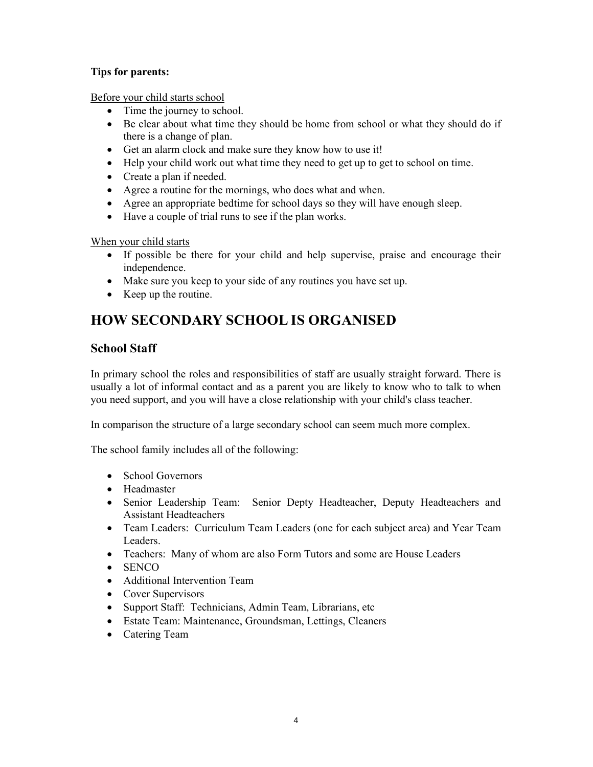**Tips for parents:**

Before your child starts school

- Time the journey to school.
- Be clear about what time they should be home from school or what they should do if there is a change of plan.
- Get an alarm clock and make sure they know how to use it!
- Help your child work out what time they need to get up to get to school on time.
- Create a plan if needed.
- Agree a routine for the mornings, who does what and when.
- Agree an appropriate bedtime for school days so they will have enough sleep.
- Have a couple of trial runs to see if the plan works.

When your child starts

- If possible be there for your child and help supervise, praise and encourage their independence.
- Make sure you keep to your side of any routines you have set up.
- Keep up the routine.

# HOW SECONDARY SCHOOL IS ORGANISED

## School Staff

In primary school the roles and responsibilities of staff are usually straight forward. There is usually a lot of informal contact and as a parent you are likely to know who to talk to when you need support, and you will have a close relationship with your child's class teacher.

In comparison the structure of a large secondary school can seem much more complex.

The school family includes all of the following:

- School Governors
- Headmaster
- Senior Leadership Team: Senior Depty Headteacher, Deputy Headteachers and Assistant Headteachers
- Team Leaders: Curriculum Team Leaders (one for each subject area) and Year Team Leaders.
- Teachers: Many of whom are also Form Tutors and some are House Leaders
- SENCO
- Additional Intervention Team
- Cover Supervisors
- Support Staff: Technicians, Admin Team, Librarians, etc
- Estate Team: Maintenance, Groundsman, Lettings, Cleaners
- Catering Team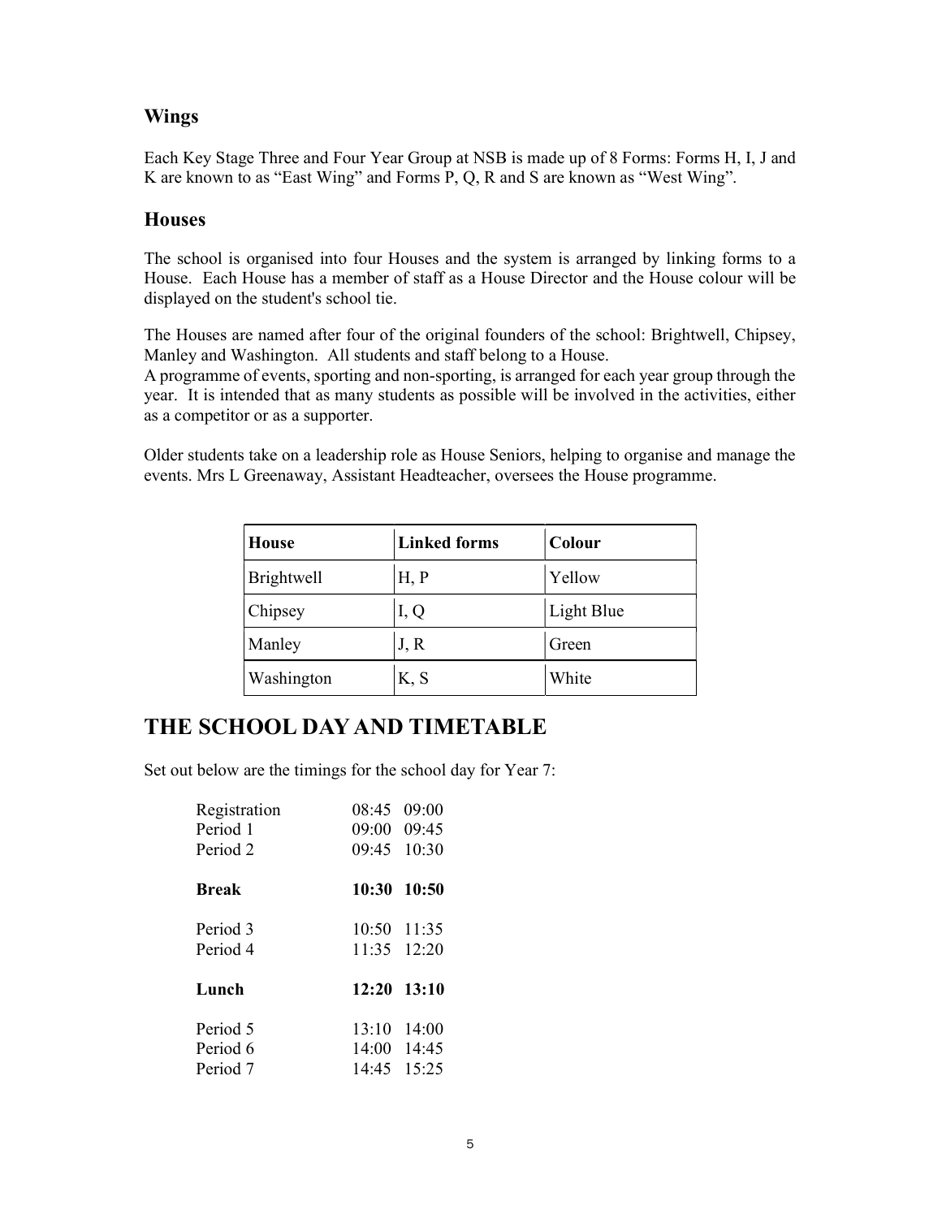## Wings

Each Key Stage Three and Four Year Group at NSB is made up of 8 Forms: Forms H, I, J and K are known to as "East Wing" and Forms P, Q, R and S are known as "West Wing".

## Houses

The school is organised into four Houses and the system is arranged by linking forms to a House. Each House has a member of staff as a House Director and the House colour will be displayed on the student's school tie.

The Houses are named after four of the original founders of the school: Brightwell, Chipsey, Manley and Washington. All students and staff belong to a House.
A programme of events, sporting and non-sporting, is arranged for each year group through the year. It is intended that as many students as possible will be involved in the activities, either as a competitor or as a supporter.

Older students take on a leadership role as House Seniors, helping to organise and manage the events. Mrs L Greenaway, Assistant Headteacher, oversees the House programme.

| House | Linked forms | Colour |
|---|---|---|
| Brightwell | H, P | Yellow |
| Chipsey | I, Q | Light Blue |
| Manley | J, R | Green |
| Washington | K, S | White |

# THE SCHOOL DAY AND TIMETABLE

Set out below are the timings for the school day for Year 7:

| | | |
|---|---|---|
| Registration | 08:45 | 09:00 |
| Period 1 | 09:00 | 09:45 |
| Period 2 | 09:45 | 10:30 |
| **Break** | **10:30** | **10:50** |
| Period 3 | 10:50 | 11:35 |
| Period 4 | 11:35 | 12:20 |
| **Lunch** | **12:20** | **13:10** |
| Period 5 | 13:10 | 14:00 |
| Period 6 | 14:00 | 14:45 |
| Period 7 | 14:45 | 15:25 |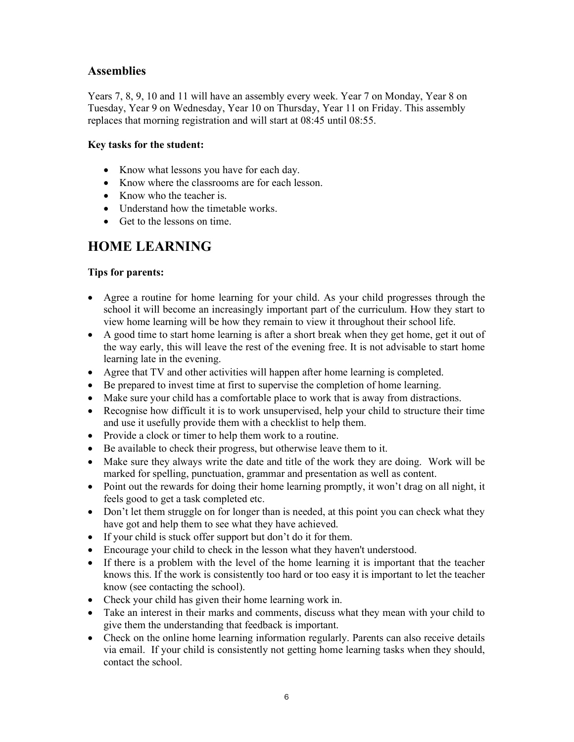## Assemblies

Years 7, 8, 9, 10 and 11 will have an assembly every week. Year 7 on Monday, Year 8 on Tuesday, Year 9 on Wednesday, Year 10 on Thursday, Year 11 on Friday. This assembly replaces that morning registration and will start at 08:45 until 08:55.

**Key tasks for the student:**

- Know what lessons you have for each day.
- Know where the classrooms are for each lesson.
- Know who the teacher is.
- Understand how the timetable works.
- Get to the lessons on time.

# HOME LEARNING

**Tips for parents:**

- Agree a routine for home learning for your child. As your child progresses through the school it will become an increasingly important part of the curriculum. How they start to view home learning will be how they remain to view it throughout their school life.
- A good time to start home learning is after a short break when they get home, get it out of the way early, this will leave the rest of the evening free. It is not advisable to start home learning late in the evening.
- Agree that TV and other activities will happen after home learning is completed.
- Be prepared to invest time at first to supervise the completion of home learning.
- Make sure your child has a comfortable place to work that is away from distractions.
- Recognise how difficult it is to work unsupervised, help your child to structure their time and use it usefully provide them with a checklist to help them.
- Provide a clock or timer to help them work to a routine.
- Be available to check their progress, but otherwise leave them to it.
- Make sure they always write the date and title of the work they are doing. Work will be marked for spelling, punctuation, grammar and presentation as well as content.
- Point out the rewards for doing their home learning promptly, it won't drag on all night, it feels good to get a task completed etc.
- Don't let them struggle on for longer than is needed, at this point you can check what they have got and help them to see what they have achieved.
- If your child is stuck offer support but don't do it for them.
- Encourage your child to check in the lesson what they haven't understood.
- If there is a problem with the level of the home learning it is important that the teacher knows this. If the work is consistently too hard or too easy it is important to let the teacher know (see contacting the school).
- Check your child has given their home learning work in.
- Take an interest in their marks and comments, discuss what they mean with your child to give them the understanding that feedback is important.
- Check on the online home learning information regularly. Parents can also receive details via email. If your child is consistently not getting home learning tasks when they should, contact the school.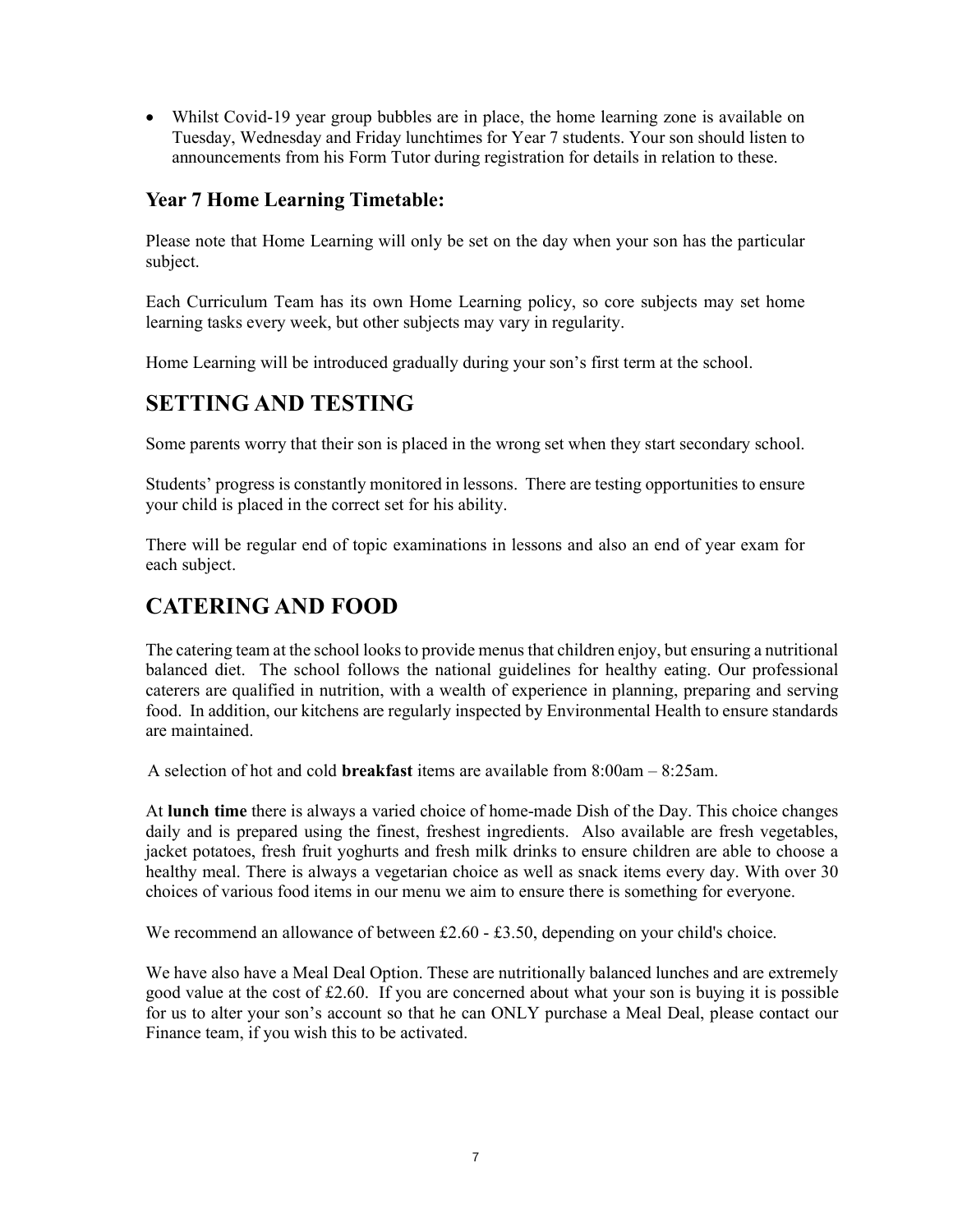- Whilst Covid-19 year group bubbles are in place, the home learning zone is available on Tuesday, Wednesday and Friday lunchtimes for Year 7 students. Your son should listen to announcements from his Form Tutor during registration for details in relation to these.

### Year 7 Home Learning Timetable:

Please note that Home Learning will only be set on the day when your son has the particular subject.

Each Curriculum Team has its own Home Learning policy, so core subjects may set home learning tasks every week, but other subjects may vary in regularity.

Home Learning will be introduced gradually during your son's first term at the school.

## SETTING AND TESTING

Some parents worry that their son is placed in the wrong set when they start secondary school.

Students' progress is constantly monitored in lessons. There are testing opportunities to ensure your child is placed in the correct set for his ability.

There will be regular end of topic examinations in lessons and also an end of year exam for each subject.

## CATERING AND FOOD

The catering team at the school looks to provide menus that children enjoy, but ensuring a nutritional balanced diet. The school follows the national guidelines for healthy eating. Our professional caterers are qualified in nutrition, with a wealth of experience in planning, preparing and serving food. In addition, our kitchens are regularly inspected by Environmental Health to ensure standards are maintained.

A selection of hot and cold **breakfast** items are available from 8:00am – 8:25am.

At **lunch time** there is always a varied choice of home-made Dish of the Day. This choice changes daily and is prepared using the finest, freshest ingredients. Also available are fresh vegetables, jacket potatoes, fresh fruit yoghurts and fresh milk drinks to ensure children are able to choose a healthy meal. There is always a vegetarian choice as well as snack items every day. With over 30 choices of various food items in our menu we aim to ensure there is something for everyone.

We recommend an allowance of between £2.60 - £3.50, depending on your child's choice.

We have also have a Meal Deal Option. These are nutritionally balanced lunches and are extremely good value at the cost of £2.60. If you are concerned about what your son is buying it is possible for us to alter your son's account so that he can ONLY purchase a Meal Deal, please contact our Finance team, if you wish this to be activated.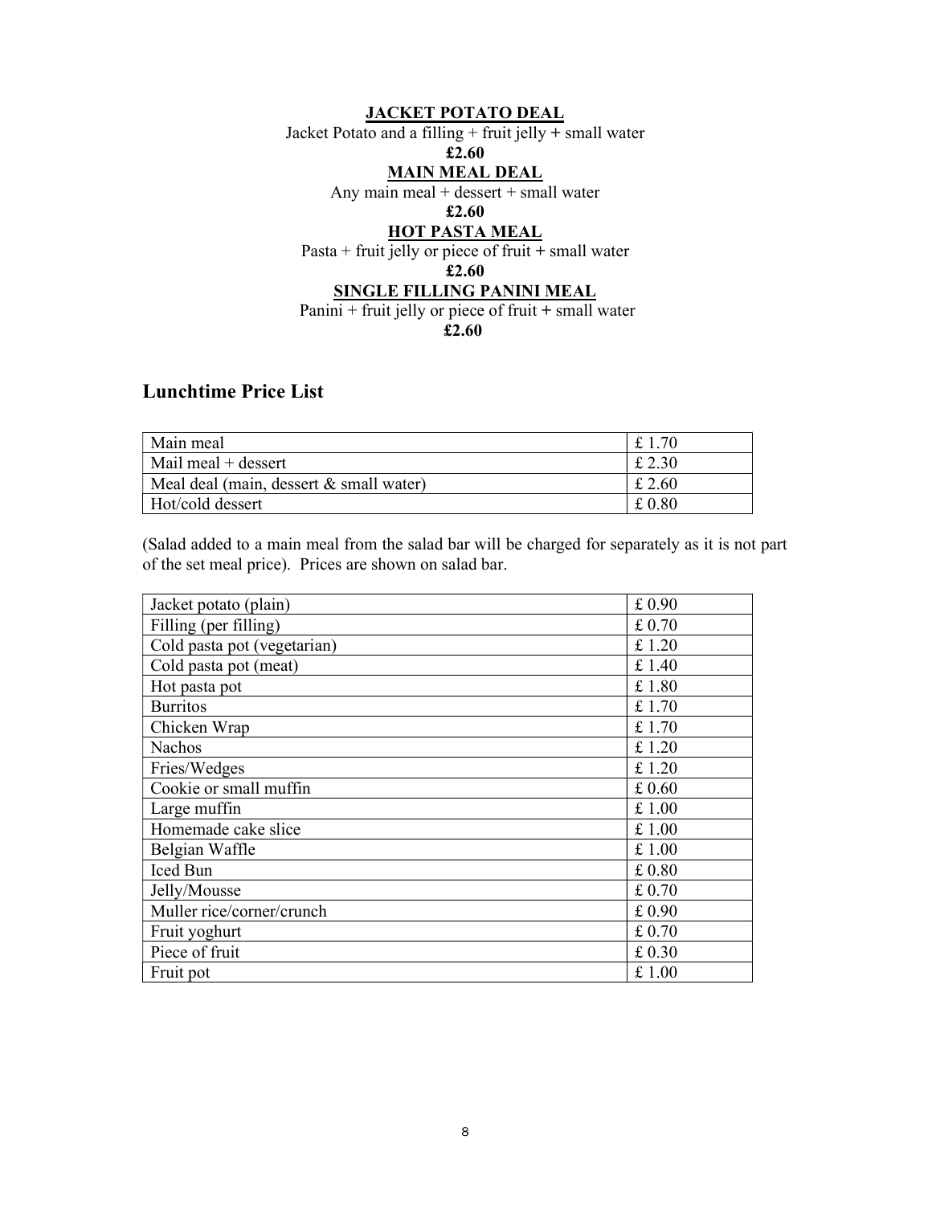**JACKET POTATO DEAL**

Jacket Potato and a filling + fruit jelly + small water

**£2.60**

**MAIN MEAL DEAL**

Any main meal + dessert + small water

**£2.60**

**HOT PASTA MEAL**

Pasta + fruit jelly or piece of fruit + small water

**£2.60**

**SINGLE FILLING PANINI MEAL**

Panini + fruit jelly or piece of fruit + small water

**£2.60**

## Lunchtime Price List

| | |
|---|---|
| Main meal | £ 1.70 |
| Mail meal + dessert | £ 2.30 |
| Meal deal (main, dessert & small water) | £ 2.60 |
| Hot/cold dessert | £ 0.80 |

(Salad added to a main meal from the salad bar will be charged for separately as it is not part of the set meal price). Prices are shown on salad bar.

| | |
|---|---|
| Jacket potato (plain) | £ 0.90 |
| Filling (per filling) | £ 0.70 |
| Cold pasta pot (vegetarian) | £ 1.20 |
| Cold pasta pot (meat) | £ 1.40 |
| Hot pasta pot | £ 1.80 |
| Burritos | £ 1.70 |
| Chicken Wrap | £ 1.70 |
| Nachos | £ 1.20 |
| Fries/Wedges | £ 1.20 |
| Cookie or small muffin | £ 0.60 |
| Large muffin | £ 1.00 |
| Homemade cake slice | £ 1.00 |
| Belgian Waffle | £ 1.00 |
| Iced Bun | £ 0.80 |
| Jelly/Mousse | £ 0.70 |
| Muller rice/corner/crunch | £ 0.90 |
| Fruit yoghurt | £ 0.70 |
| Piece of fruit | £ 0.30 |
| Fruit pot | £ 1.00 |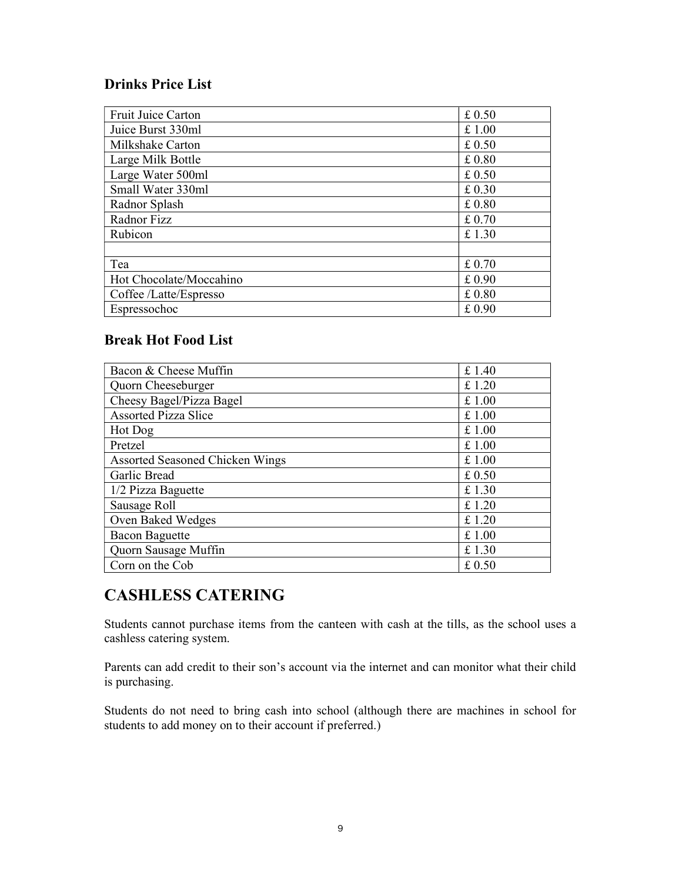## Drinks Price List

| | |
|---|---|
| Fruit Juice Carton | £ 0.50 |
| Juice Burst 330ml | £ 1.00 |
| Milkshake Carton | £ 0.50 |
| Large Milk Bottle | £ 0.80 |
| Large Water 500ml | £ 0.50 |
| Small Water 330ml | £ 0.30 |
| Radnor Splash | £ 0.80 |
| Radnor Fizz | £ 0.70 |
| Rubicon | £ 1.30 |
| | |
| Tea | £ 0.70 |
| Hot Chocolate/Moccahino | £ 0.90 |
| Coffee /Latte/Espresso | £ 0.80 |
| Espressochoc | £ 0.90 |

## Break Hot Food List

| | |
|---|---|
| Bacon & Cheese Muffin | £ 1.40 |
| Quorn Cheeseburger | £ 1.20 |
| Cheesy Bagel/Pizza Bagel | £ 1.00 |
| Assorted Pizza Slice | £ 1.00 |
| Hot Dog | £ 1.00 |
| Pretzel | £ 1.00 |
| Assorted Seasoned Chicken Wings | £ 1.00 |
| Garlic Bread | £ 0.50 |
| 1/2 Pizza Baguette | £ 1.30 |
| Sausage Roll | £ 1.20 |
| Oven Baked Wedges | £ 1.20 |
| Bacon Baguette | £ 1.00 |
| Quorn Sausage Muffin | £ 1.30 |
| Corn on the Cob | £ 0.50 |

# CASHLESS CATERING

Students cannot purchase items from the canteen with cash at the tills, as the school uses a cashless catering system.

Parents can add credit to their son's account via the internet and can monitor what their child is purchasing.

Students do not need to bring cash into school (although there are machines in school for students to add money on to their account if preferred.)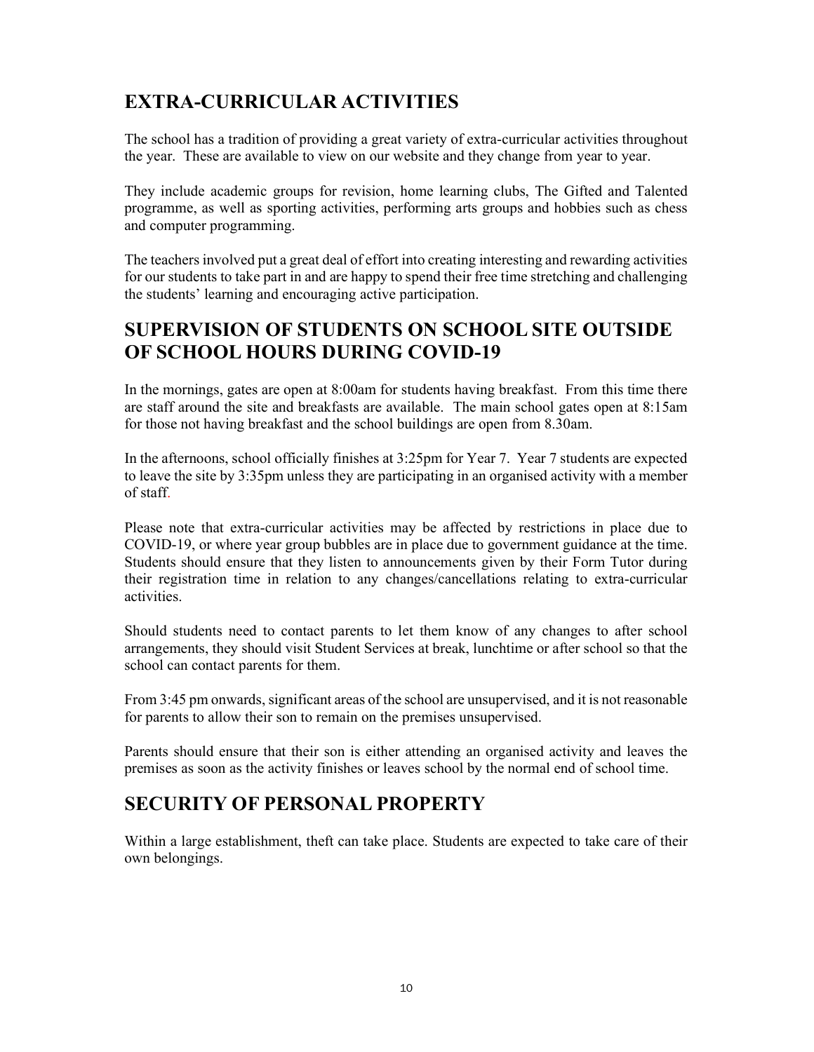## EXTRA-CURRICULAR ACTIVITIES

The school has a tradition of providing a great variety of extra-curricular activities throughout the year. These are available to view on our website and they change from year to year.

They include academic groups for revision, home learning clubs, The Gifted and Talented programme, as well as sporting activities, performing arts groups and hobbies such as chess and computer programming.

The teachers involved put a great deal of effort into creating interesting and rewarding activities for our students to take part in and are happy to spend their free time stretching and challenging the students' learning and encouraging active participation.

## SUPERVISION OF STUDENTS ON SCHOOL SITE OUTSIDE OF SCHOOL HOURS DURING COVID-19

In the mornings, gates are open at 8:00am for students having breakfast. From this time there are staff around the site and breakfasts are available. The main school gates open at 8:15am for those not having breakfast and the school buildings are open from 8.30am.

In the afternoons, school officially finishes at 3:25pm for Year 7. Year 7 students are expected to leave the site by 3:35pm unless they are participating in an organised activity with a member of staff.

Please note that extra-curricular activities may be affected by restrictions in place due to COVID-19, or where year group bubbles are in place due to government guidance at the time. Students should ensure that they listen to announcements given by their Form Tutor during their registration time in relation to any changes/cancellations relating to extra-curricular activities.

Should students need to contact parents to let them know of any changes to after school arrangements, they should visit Student Services at break, lunchtime or after school so that the school can contact parents for them.

From 3:45 pm onwards, significant areas of the school are unsupervised, and it is not reasonable for parents to allow their son to remain on the premises unsupervised.

Parents should ensure that their son is either attending an organised activity and leaves the premises as soon as the activity finishes or leaves school by the normal end of school time.

## SECURITY OF PERSONAL PROPERTY

Within a large establishment, theft can take place. Students are expected to take care of their own belongings.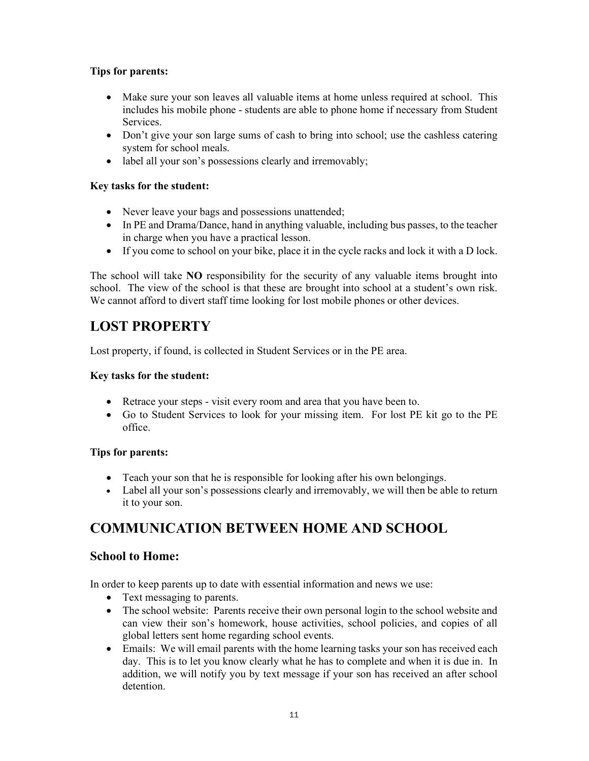**Tips for parents:**

- Make sure your son leaves all valuable items at home unless required at school. This includes his mobile phone - students are able to phone home if necessary from Student Services.
- Don't give your son large sums of cash to bring into school; use the cashless catering system for school meals.
- label all your son's possessions clearly and irremovably;

**Key tasks for the student:**

- Never leave your bags and possessions unattended;
- In PE and Drama/Dance, hand in anything valuable, including bus passes, to the teacher in charge when you have a practical lesson.
- If you come to school on your bike, place it in the cycle racks and lock it with a D lock.

The school will take **NO** responsibility for the security of any valuable items brought into school. The view of the school is that these are brought into school at a student's own risk. We cannot afford to divert staff time looking for lost mobile phones or other devices.

# LOST PROPERTY

Lost property, if found, is collected in Student Services or in the PE area.

**Key tasks for the student:**

- Retrace your steps - visit every room and area that you have been to.
- Go to Student Services to look for your missing item. For lost PE kit go to the PE office.

**Tips for parents:**

- Teach your son that he is responsible for looking after his own belongings.
- Label all your son's possessions clearly and irremovably, we will then be able to return it to your son.

# COMMUNICATION BETWEEN HOME AND SCHOOL

## School to Home:

In order to keep parents up to date with essential information and news we use:

- Text messaging to parents.
- The school website: Parents receive their own personal login to the school website and can view their son's homework, house activities, school policies, and copies of all global letters sent home regarding school events.
- Emails: We will email parents with the home learning tasks your son has received each day. This is to let you know clearly what he has to complete and when it is due in. In addition, we will notify you by text message if your son has received an after school detention.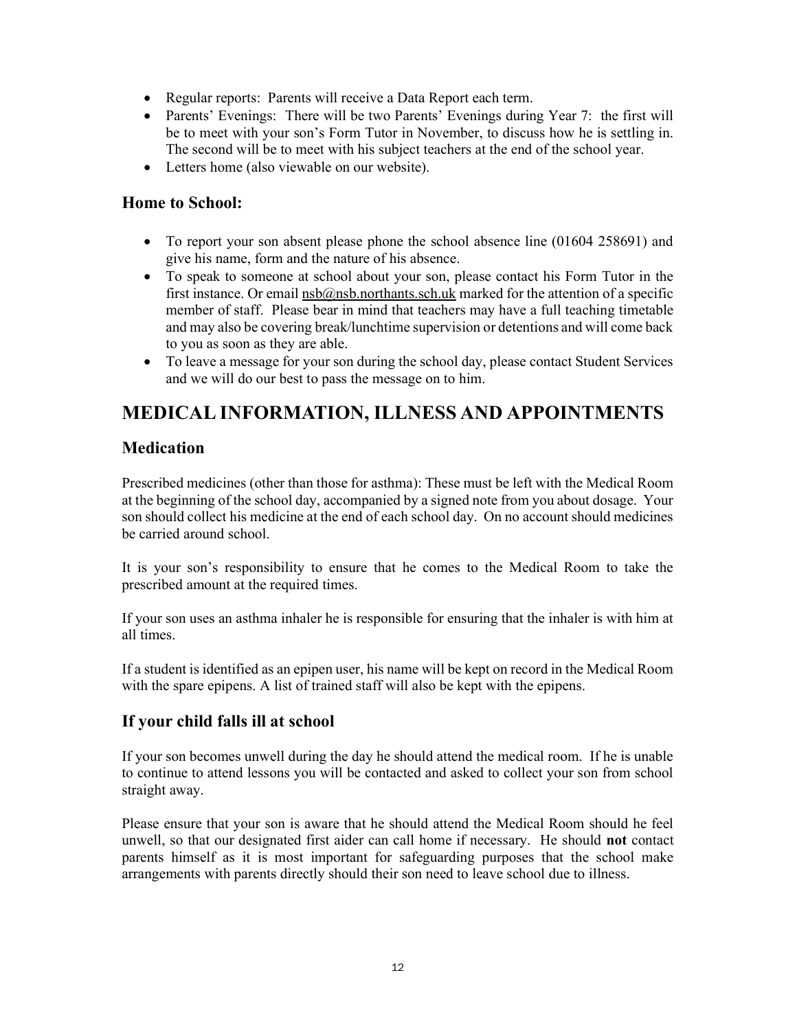- Regular reports: Parents will receive a Data Report each term.
- Parents' Evenings: There will be two Parents' Evenings during Year 7: the first will be to meet with your son's Form Tutor in November, to discuss how he is settling in. The second will be to meet with his subject teachers at the end of the school year.
- Letters home (also viewable on our website).

### Home to School:

- To report your son absent please phone the school absence line (01604 258691) and give his name, form and the nature of his absence.
- To speak to someone at school about your son, please contact his Form Tutor in the first instance. Or email nsb@nsb.northants.sch.uk marked for the attention of a specific member of staff. Please bear in mind that teachers may have a full teaching timetable and may also be covering break/lunchtime supervision or detentions and will come back to you as soon as they are able.
- To leave a message for your son during the school day, please contact Student Services and we will do our best to pass the message on to him.

## MEDICAL INFORMATION, ILLNESS AND APPOINTMENTS

### Medication

Prescribed medicines (other than those for asthma): These must be left with the Medical Room at the beginning of the school day, accompanied by a signed note from you about dosage. Your son should collect his medicine at the end of each school day. On no account should medicines be carried around school.

It is your son's responsibility to ensure that he comes to the Medical Room to take the prescribed amount at the required times.

If your son uses an asthma inhaler he is responsible for ensuring that the inhaler is with him at all times.

If a student is identified as an epipen user, his name will be kept on record in the Medical Room with the spare epipens. A list of trained staff will also be kept with the epipens.

### If your child falls ill at school

If your son becomes unwell during the day he should attend the medical room. If he is unable to continue to attend lessons you will be contacted and asked to collect your son from school straight away.

Please ensure that your son is aware that he should attend the Medical Room should he feel unwell, so that our designated first aider can call home if necessary. He should **not** contact parents himself as it is most important for safeguarding purposes that the school make arrangements with parents directly should their son need to leave school due to illness.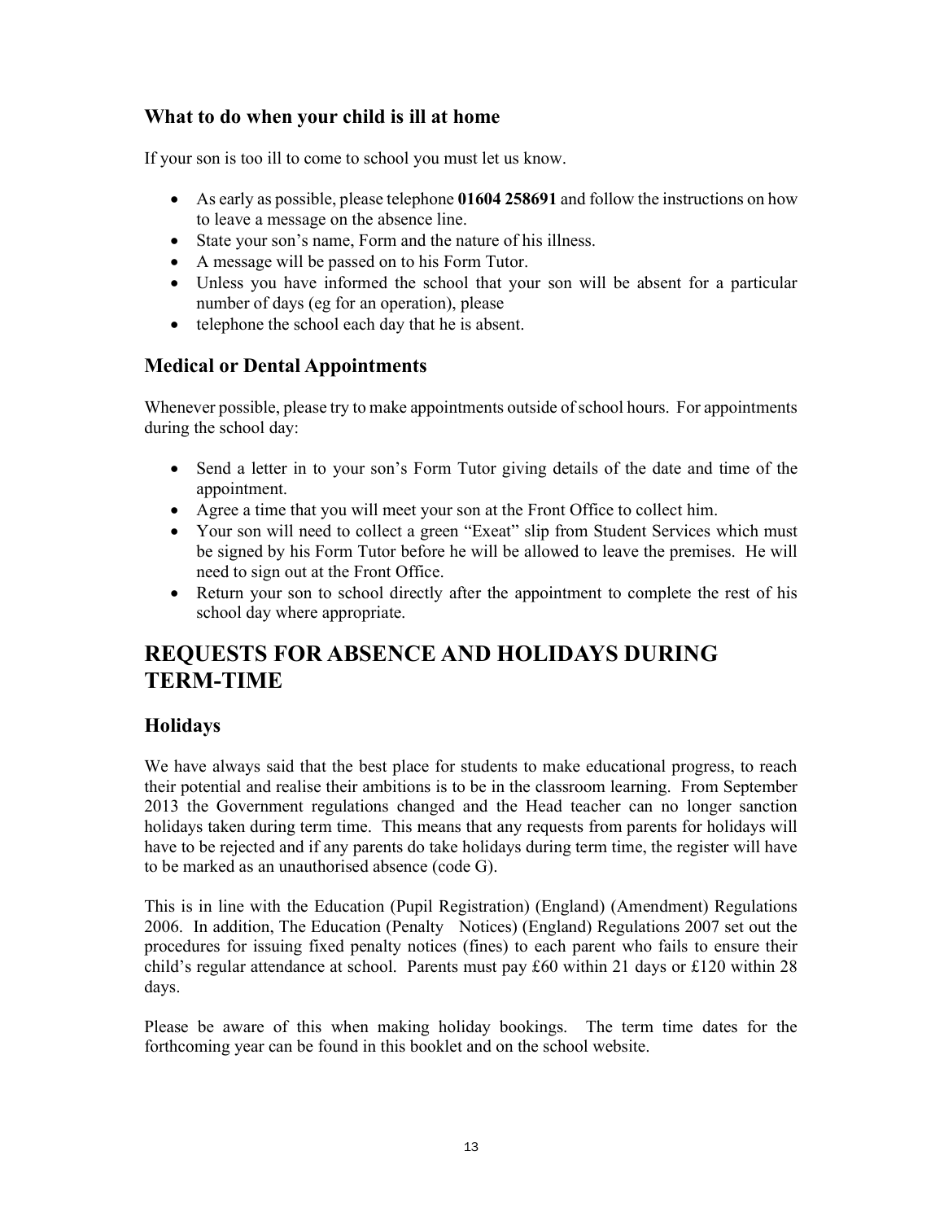## What to do when your child is ill at home

If your son is too ill to come to school you must let us know.

- As early as possible, please telephone **01604 258691** and follow the instructions on how to leave a message on the absence line.
- State your son's name, Form and the nature of his illness.
- A message will be passed on to his Form Tutor.
- Unless you have informed the school that your son will be absent for a particular number of days (eg for an operation), please
- telephone the school each day that he is absent.

## Medical or Dental Appointments

Whenever possible, please try to make appointments outside of school hours. For appointments during the school day:

- Send a letter in to your son's Form Tutor giving details of the date and time of the appointment.
- Agree a time that you will meet your son at the Front Office to collect him.
- Your son will need to collect a green "Exeat" slip from Student Services which must be signed by his Form Tutor before he will be allowed to leave the premises. He will need to sign out at the Front Office.
- Return your son to school directly after the appointment to complete the rest of his school day where appropriate.

# REQUESTS FOR ABSENCE AND HOLIDAYS DURING TERM-TIME

## Holidays

We have always said that the best place for students to make educational progress, to reach their potential and realise their ambitions is to be in the classroom learning. From September 2013 the Government regulations changed and the Head teacher can no longer sanction holidays taken during term time. This means that any requests from parents for holidays will have to be rejected and if any parents do take holidays during term time, the register will have to be marked as an unauthorised absence (code G).

This is in line with the Education (Pupil Registration) (England) (Amendment) Regulations 2006. In addition, The Education (Penalty Notices) (England) Regulations 2007 set out the procedures for issuing fixed penalty notices (fines) to each parent who fails to ensure their child's regular attendance at school. Parents must pay £60 within 21 days or £120 within 28 days.

Please be aware of this when making holiday bookings. The term time dates for the forthcoming year can be found in this booklet and on the school website.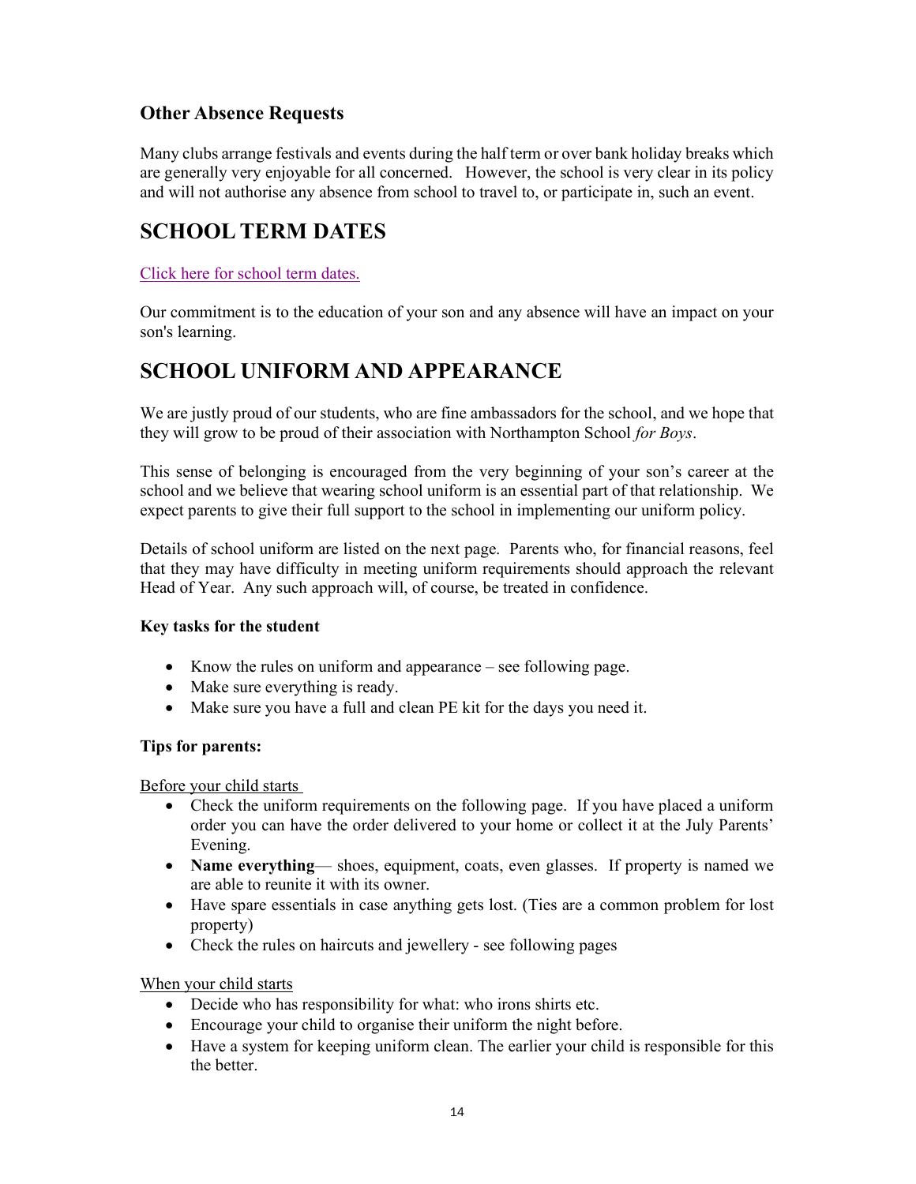### Other Absence Requests

Many clubs arrange festivals and events during the half term or over bank holiday breaks which are generally very enjoyable for all concerned. However, the school is very clear in its policy and will not authorise any absence from school to travel to, or participate in, such an event.

## SCHOOL TERM DATES

Click here for school term dates.

Our commitment is to the education of your son and any absence will have an impact on your son's learning.

## SCHOOL UNIFORM AND APPEARANCE

We are justly proud of our students, who are fine ambassadors for the school, and we hope that they will grow to be proud of their association with Northampton School *for Boys*.

This sense of belonging is encouraged from the very beginning of your son's career at the school and we believe that wearing school uniform is an essential part of that relationship. We expect parents to give their full support to the school in implementing our uniform policy.

Details of school uniform are listed on the next page. Parents who, for financial reasons, feel that they may have difficulty in meeting uniform requirements should approach the relevant Head of Year. Any such approach will, of course, be treated in confidence.

**Key tasks for the student**

- Know the rules on uniform and appearance – see following page.
- Make sure everything is ready.
- Make sure you have a full and clean PE kit for the days you need it.

**Tips for parents:**

Before your child starts

- Check the uniform requirements on the following page. If you have placed a uniform order you can have the order delivered to your home or collect it at the July Parents' Evening.
- **Name everything**— shoes, equipment, coats, even glasses. If property is named we are able to reunite it with its owner.
- Have spare essentials in case anything gets lost. (Ties are a common problem for lost property)
- Check the rules on haircuts and jewellery - see following pages

When your child starts

- Decide who has responsibility for what: who irons shirts etc.
- Encourage your child to organise their uniform the night before.
- Have a system for keeping uniform clean. The earlier your child is responsible for this the better.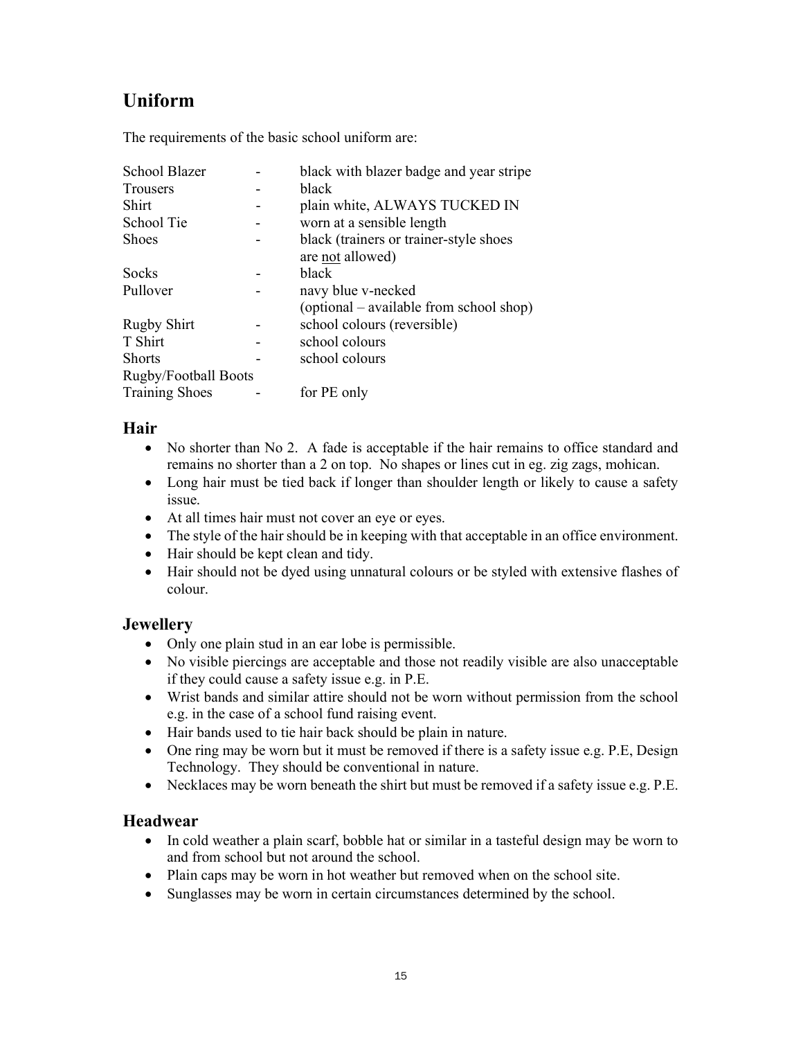## Uniform

The requirements of the basic school uniform are:

| | | |
|---|---|---|
| School Blazer | - | black with blazer badge and year stripe |
| Trousers | - | black |
| Shirt | - | plain white, ALWAYS TUCKED IN |
| School Tie | - | worn at a sensible length |
| Shoes | - | black (trainers or trainer-style shoes are not allowed) |
| Socks | - | black |
| Pullover | - | navy blue v-necked (optional – available from school shop) |
| Rugby Shirt | - | school colours (reversible) |
| T Shirt | - | school colours |
| Shorts | - | school colours |
| Rugby/Football Boots | | |
| Training Shoes | - | for PE only |

### Hair

- No shorter than No 2. A fade is acceptable if the hair remains to office standard and remains no shorter than a 2 on top. No shapes or lines cut in eg. zig zags, mohican.
- Long hair must be tied back if longer than shoulder length or likely to cause a safety issue.
- At all times hair must not cover an eye or eyes.
- The style of the hair should be in keeping with that acceptable in an office environment.
- Hair should be kept clean and tidy.
- Hair should not be dyed using unnatural colours or be styled with extensive flashes of colour.

### Jewellery

- Only one plain stud in an ear lobe is permissible.
- No visible piercings are acceptable and those not readily visible are also unacceptable if they could cause a safety issue e.g. in P.E.
- Wrist bands and similar attire should not be worn without permission from the school e.g. in the case of a school fund raising event.
- Hair bands used to tie hair back should be plain in nature.
- One ring may be worn but it must be removed if there is a safety issue e.g. P.E, Design Technology. They should be conventional in nature.
- Necklaces may be worn beneath the shirt but must be removed if a safety issue e.g. P.E.

### Headwear

- In cold weather a plain scarf, bobble hat or similar in a tasteful design may be worn to and from school but not around the school.
- Plain caps may be worn in hot weather but removed when on the school site.
- Sunglasses may be worn in certain circumstances determined by the school.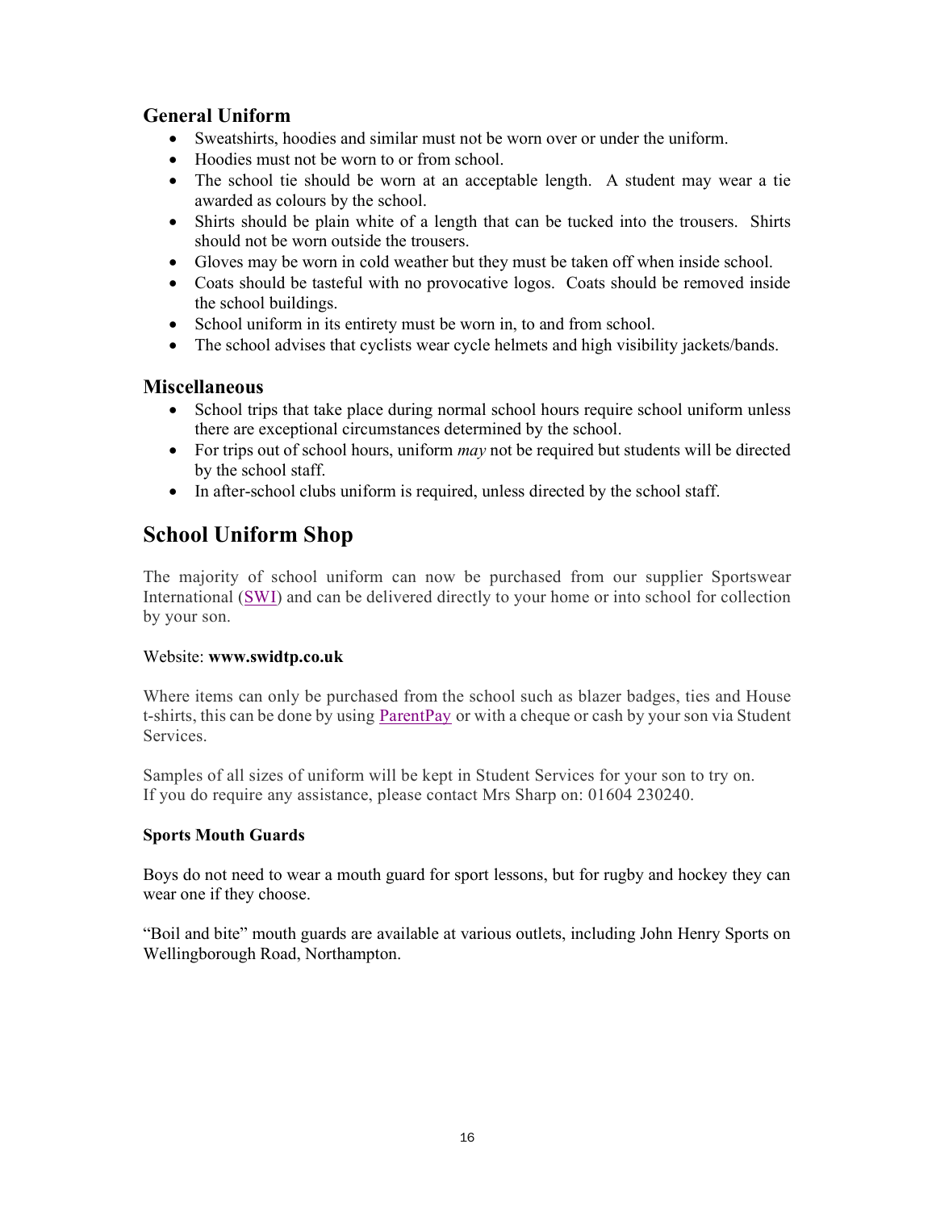### General Uniform

- Sweatshirts, hoodies and similar must not be worn over or under the uniform.
- Hoodies must not be worn to or from school.
- The school tie should be worn at an acceptable length. A student may wear a tie awarded as colours by the school.
- Shirts should be plain white of a length that can be tucked into the trousers. Shirts should not be worn outside the trousers.
- Gloves may be worn in cold weather but they must be taken off when inside school.
- Coats should be tasteful with no provocative logos. Coats should be removed inside the school buildings.
- School uniform in its entirety must be worn in, to and from school.
- The school advises that cyclists wear cycle helmets and high visibility jackets/bands.

### Miscellaneous

- School trips that take place during normal school hours require school uniform unless there are exceptional circumstances determined by the school.
- For trips out of school hours, uniform *may* not be required but students will be directed by the school staff.
- In after-school clubs uniform is required, unless directed by the school staff.

## School Uniform Shop

The majority of school uniform can now be purchased from our supplier Sportswear International (SWI) and can be delivered directly to your home or into school for collection by your son.

Website: **www.swidtp.co.uk**

Where items can only be purchased from the school such as blazer badges, ties and House t-shirts, this can be done by using ParentPay or with a cheque or cash by your son via Student Services.

Samples of all sizes of uniform will be kept in Student Services for your son to try on.
If you do require any assistance, please contact Mrs Sharp on: 01604 230240.

**Sports Mouth Guards**

Boys do not need to wear a mouth guard for sport lessons, but for rugby and hockey they can wear one if they choose.

"Boil and bite" mouth guards are available at various outlets, including John Henry Sports on Wellingborough Road, Northampton.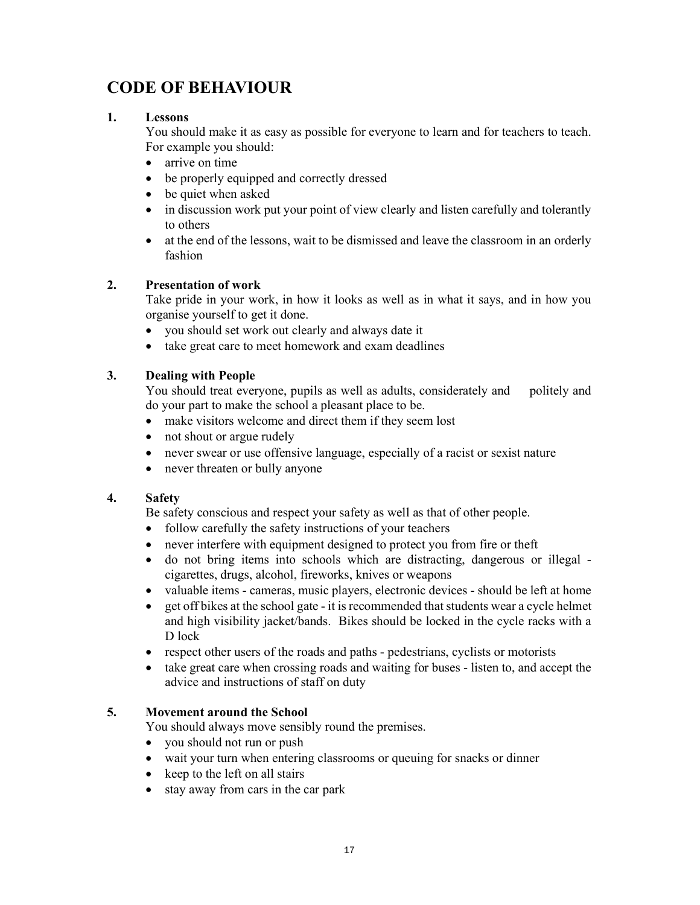# CODE OF BEHAVIOUR

## 1. Lessons

You should make it as easy as possible for everyone to learn and for teachers to teach. For example you should:

- arrive on time
- be properly equipped and correctly dressed
- be quiet when asked
- in discussion work put your point of view clearly and listen carefully and tolerantly to others
- at the end of the lessons, wait to be dismissed and leave the classroom in an orderly fashion

## 2. Presentation of work

Take pride in your work, in how it looks as well as in what it says, and in how you organise yourself to get it done.

- you should set work out clearly and always date it
- take great care to meet homework and exam deadlines

## 3. Dealing with People

You should treat everyone, pupils as well as adults, considerately and politely and do your part to make the school a pleasant place to be.

- make visitors welcome and direct them if they seem lost
- not shout or argue rudely
- never swear or use offensive language, especially of a racist or sexist nature
- never threaten or bully anyone

## 4. Safety

Be safety conscious and respect your safety as well as that of other people.

- follow carefully the safety instructions of your teachers
- never interfere with equipment designed to protect you from fire or theft
- do not bring items into schools which are distracting, dangerous or illegal - cigarettes, drugs, alcohol, fireworks, knives or weapons
- valuable items - cameras, music players, electronic devices - should be left at home
- get off bikes at the school gate - it is recommended that students wear a cycle helmet and high visibility jacket/bands. Bikes should be locked in the cycle racks with a D lock
- respect other users of the roads and paths - pedestrians, cyclists or motorists
- take great care when crossing roads and waiting for buses - listen to, and accept the advice and instructions of staff on duty

## 5. Movement around the School

You should always move sensibly round the premises.

- you should not run or push
- wait your turn when entering classrooms or queuing for snacks or dinner
- keep to the left on all stairs
- stay away from cars in the car park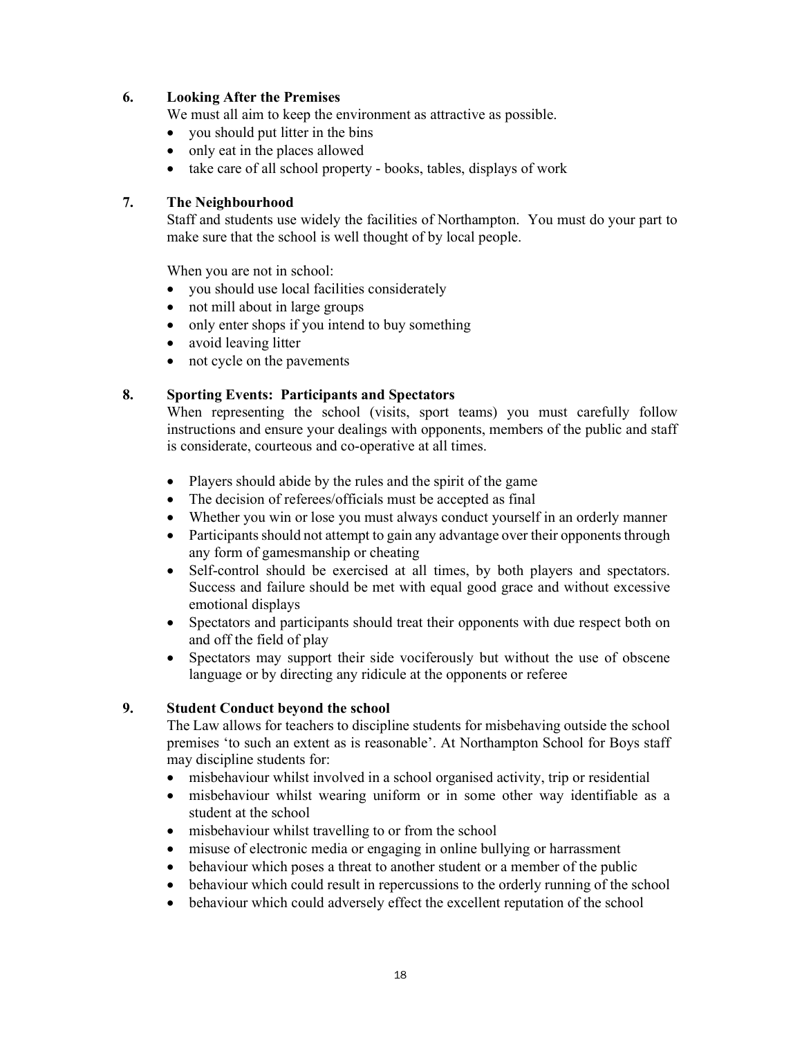## 6. Looking After the Premises

We must all aim to keep the environment as attractive as possible.

- you should put litter in the bins
- only eat in the places allowed
- take care of all school property - books, tables, displays of work

## 7. The Neighbourhood

Staff and students use widely the facilities of Northampton. You must do your part to make sure that the school is well thought of by local people.

When you are not in school:

- you should use local facilities considerately
- not mill about in large groups
- only enter shops if you intend to buy something
- avoid leaving litter
- not cycle on the pavements

## 8. Sporting Events: Participants and Spectators

When representing the school (visits, sport teams) you must carefully follow instructions and ensure your dealings with opponents, members of the public and staff is considerate, courteous and co-operative at all times.

- Players should abide by the rules and the spirit of the game
- The decision of referees/officials must be accepted as final
- Whether you win or lose you must always conduct yourself in an orderly manner
- Participants should not attempt to gain any advantage over their opponents through any form of gamesmanship or cheating
- Self-control should be exercised at all times, by both players and spectators. Success and failure should be met with equal good grace and without excessive emotional displays
- Spectators and participants should treat their opponents with due respect both on and off the field of play
- Spectators may support their side vociferously but without the use of obscene language or by directing any ridicule at the opponents or referee

## 9. Student Conduct beyond the school

The Law allows for teachers to discipline students for misbehaving outside the school premises 'to such an extent as is reasonable'. At Northampton School for Boys staff may discipline students for:

- misbehaviour whilst involved in a school organised activity, trip or residential
- misbehaviour whilst wearing uniform or in some other way identifiable as a student at the school
- misbehaviour whilst travelling to or from the school
- misuse of electronic media or engaging in online bullying or harrassment
- behaviour which poses a threat to another student or a member of the public
- behaviour which could result in repercussions to the orderly running of the school
- behaviour which could adversely effect the excellent reputation of the school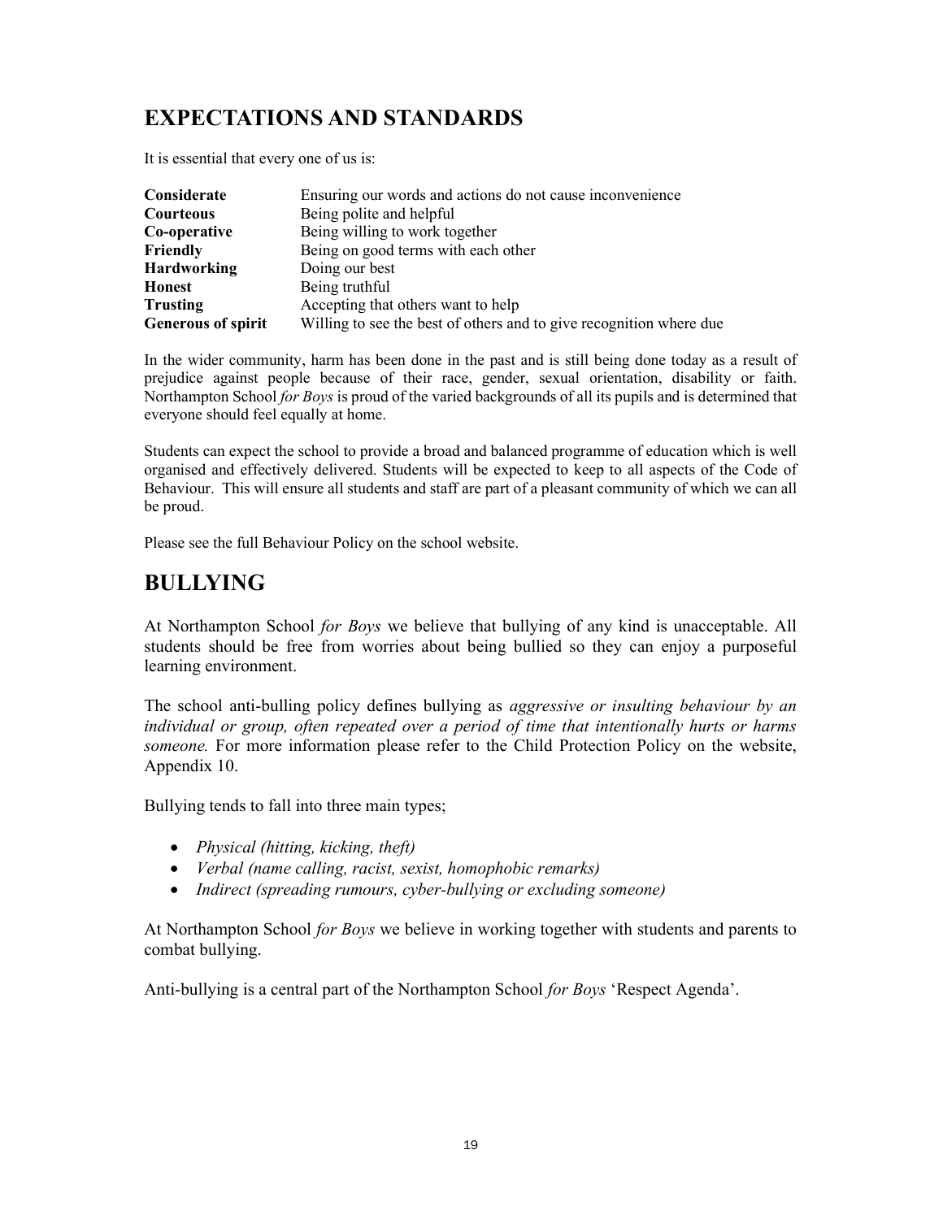## EXPECTATIONS AND STANDARDS

It is essential that every one of us is:

| | |
|---|---|
| **Considerate** | Ensuring our words and actions do not cause inconvenience |
| **Courteous** | Being polite and helpful |
| **Co-operative** | Being willing to work together |
| **Friendly** | Being on good terms with each other |
| **Hardworking** | Doing our best |
| **Honest** | Being truthful |
| **Trusting** | Accepting that others want to help |
| **Generous of spirit** | Willing to see the best of others and to give recognition where due |

In the wider community, harm has been done in the past and is still being done today as a result of prejudice against people because of their race, gender, sexual orientation, disability or faith. Northampton School *for Boys* is proud of the varied backgrounds of all its pupils and is determined that everyone should feel equally at home.

Students can expect the school to provide a broad and balanced programme of education which is well organised and effectively delivered. Students will be expected to keep to all aspects of the Code of Behaviour. This will ensure all students and staff are part of a pleasant community of which we can all be proud.

Please see the full Behaviour Policy on the school website.

## BULLYING

At Northampton School *for Boys* we believe that bullying of any kind is unacceptable. All students should be free from worries about being bullied so they can enjoy a purposeful learning environment.

The school anti-bulling policy defines bullying as *aggressive or insulting behaviour by an individual or group, often repeated over a period of time that intentionally hurts or harms someone.* For more information please refer to the Child Protection Policy on the website, Appendix 10.

Bullying tends to fall into three main types;

- *Physical (hitting, kicking, theft)*
- *Verbal (name calling, racist, sexist, homophobic remarks)*
- *Indirect (spreading rumours, cyber-bullying or excluding someone)*

At Northampton School *for Boys* we believe in working together with students and parents to combat bullying.

Anti-bullying is a central part of the Northampton School *for Boys* 'Respect Agenda'.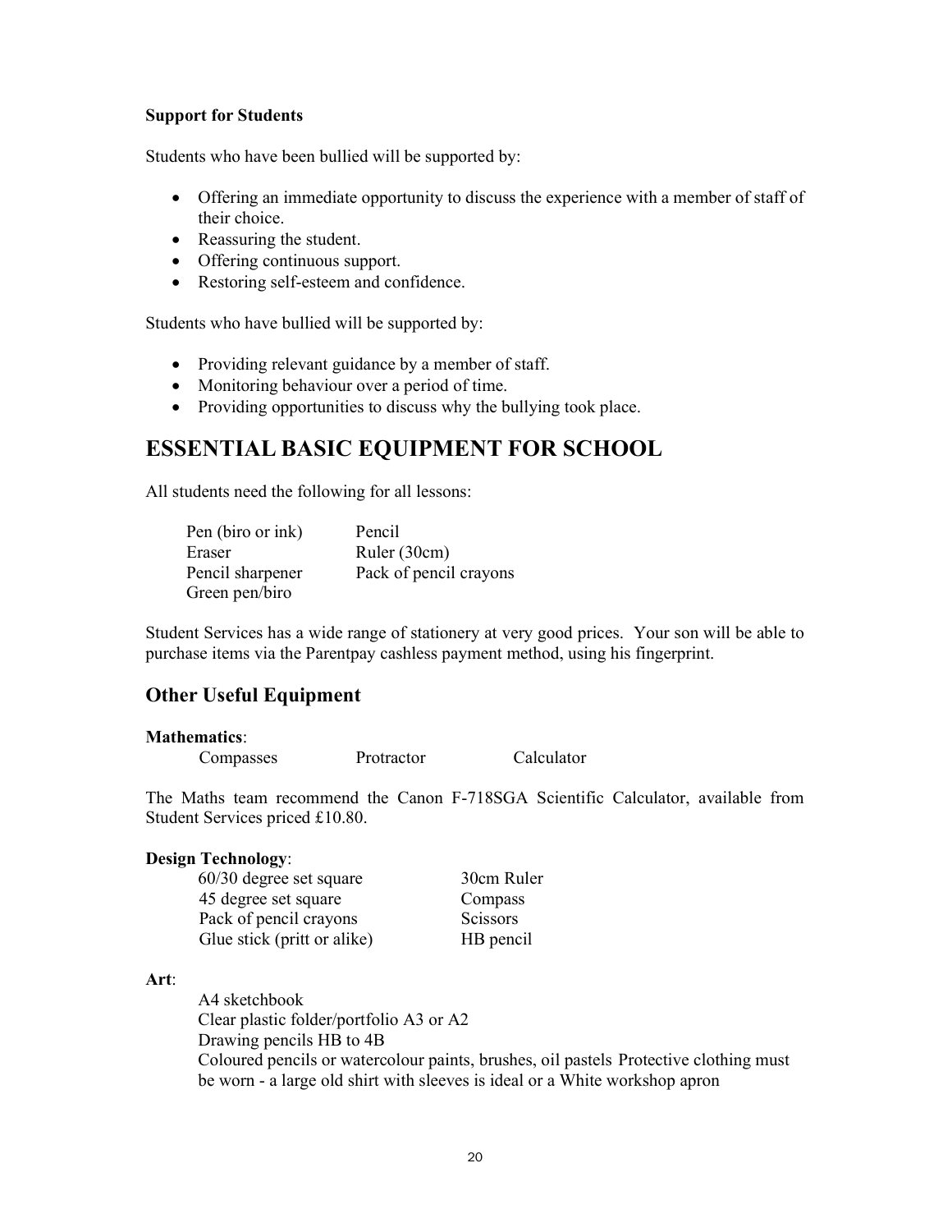**Support for Students**

Students who have been bullied will be supported by:

- Offering an immediate opportunity to discuss the experience with a member of staff of their choice.
- Reassuring the student.
- Offering continuous support.
- Restoring self-esteem and confidence.

Students who have bullied will be supported by:

- Providing relevant guidance by a member of staff.
- Monitoring behaviour over a period of time.
- Providing opportunities to discuss why the bullying took place.

# ESSENTIAL BASIC EQUIPMENT FOR SCHOOL

All students need the following for all lessons:

| | |
|---|---|
| Pen (biro or ink) | Pencil |
| Eraser | Ruler (30cm) |
| Pencil sharpener | Pack of pencil crayons |
| Green pen/biro | |

Student Services has a wide range of stationery at very good prices. Your son will be able to purchase items via the Parentpay cashless payment method, using his fingerprint.

## Other Useful Equipment

**Mathematics**:

| | | |
|---|---|---|
| Compasses | Protractor | Calculator |

The Maths team recommend the Canon F-718SGA Scientific Calculator, available from Student Services priced £10.80.

**Design Technology**:

| | |
|---|---|
| 60/30 degree set square | 30cm Ruler |
| 45 degree set square | Compass |
| Pack of pencil crayons | Scissors |
| Glue stick (pritt or alike) | HB pencil |

**Art**:

A4 sketchbook
Clear plastic folder/portfolio A3 or A2
Drawing pencils HB to 4B
Coloured pencils or watercolour paints, brushes, oil pastels Protective clothing must be worn - a large old shirt with sleeves is ideal or a White workshop apron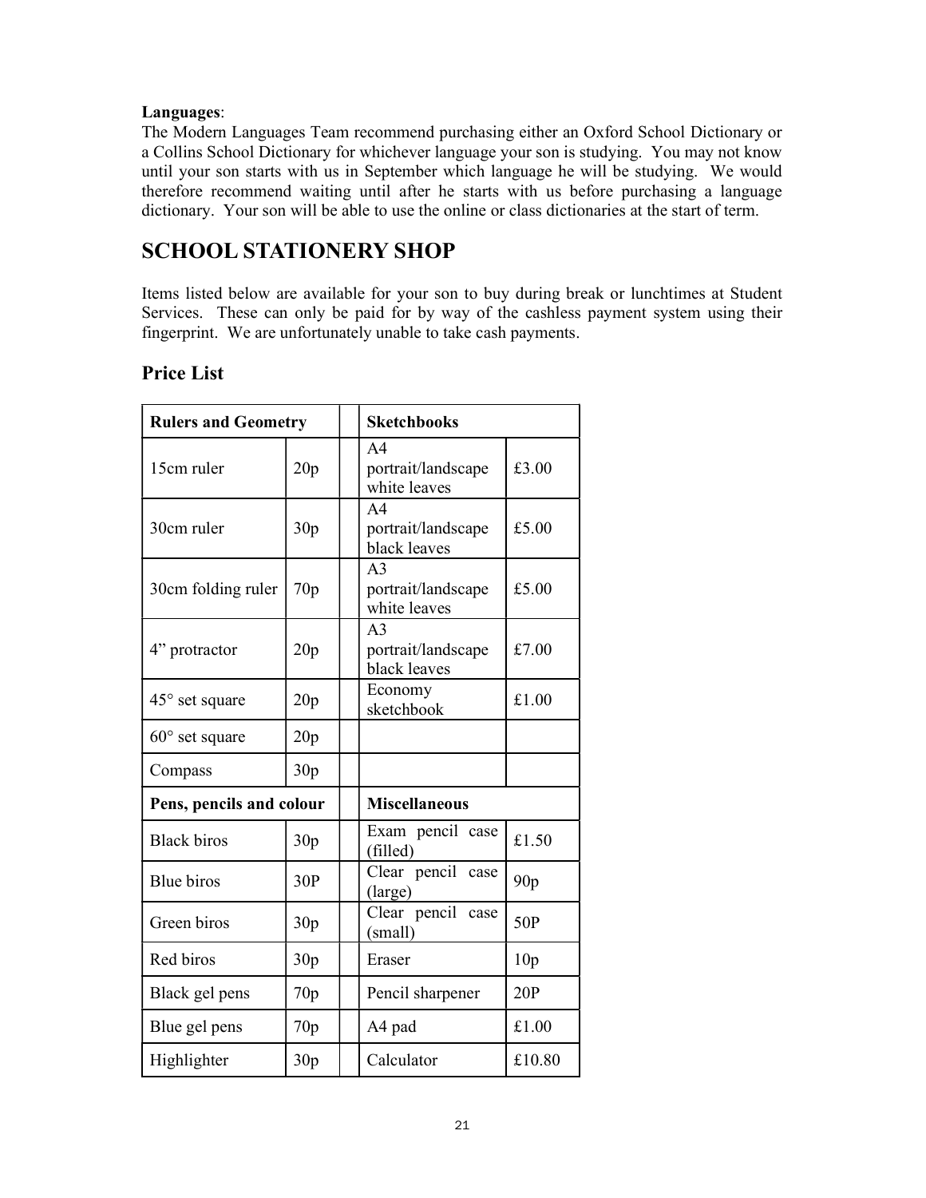**Languages**:
The Modern Languages Team recommend purchasing either an Oxford School Dictionary or a Collins School Dictionary for whichever language your son is studying. You may not know until your son starts with us in September which language he will be studying. We would therefore recommend waiting until after he starts with us before purchasing a language dictionary. Your son will be able to use the online or class dictionaries at the start of term.

# SCHOOL STATIONERY SHOP

Items listed below are available for your son to buy during break or lunchtimes at Student Services. These can only be paid for by way of the cashless payment system using their fingerprint. We are unfortunately unable to take cash payments.

## Price List

| **Rulers and Geometry** | | | **Sketchbooks** | |
|---|---|---|---|---|
| 15cm ruler | 20p | | A4 portrait/landscape white leaves | £3.00 |
| 30cm ruler | 30p | | A4 portrait/landscape black leaves | £5.00 |
| 30cm folding ruler | 70p | | A3 portrait/landscape white leaves | £5.00 |
| 4" protractor | 20p | | A3 portrait/landscape black leaves | £7.00 |
| 45° set square | 20p | | Economy sketchbook | £1.00 |
| 60° set square | 20p | | | |
| Compass | 30p | | | |
| **Pens, pencils and colour** | | | **Miscellaneous** | |
| Black biros | 30p | | Exam pencil case (filled) | £1.50 |
| Blue biros | 30P | | Clear pencil case (large) | 90p |
| Green biros | 30p | | Clear pencil case (small) | 50P |
| Red biros | 30p | | Eraser | 10p |
| Black gel pens | 70p | | Pencil sharpener | 20P |
| Blue gel pens | 70p | | A4 pad | £1.00 |
| Highlighter | 30p | | Calculator | £10.80 |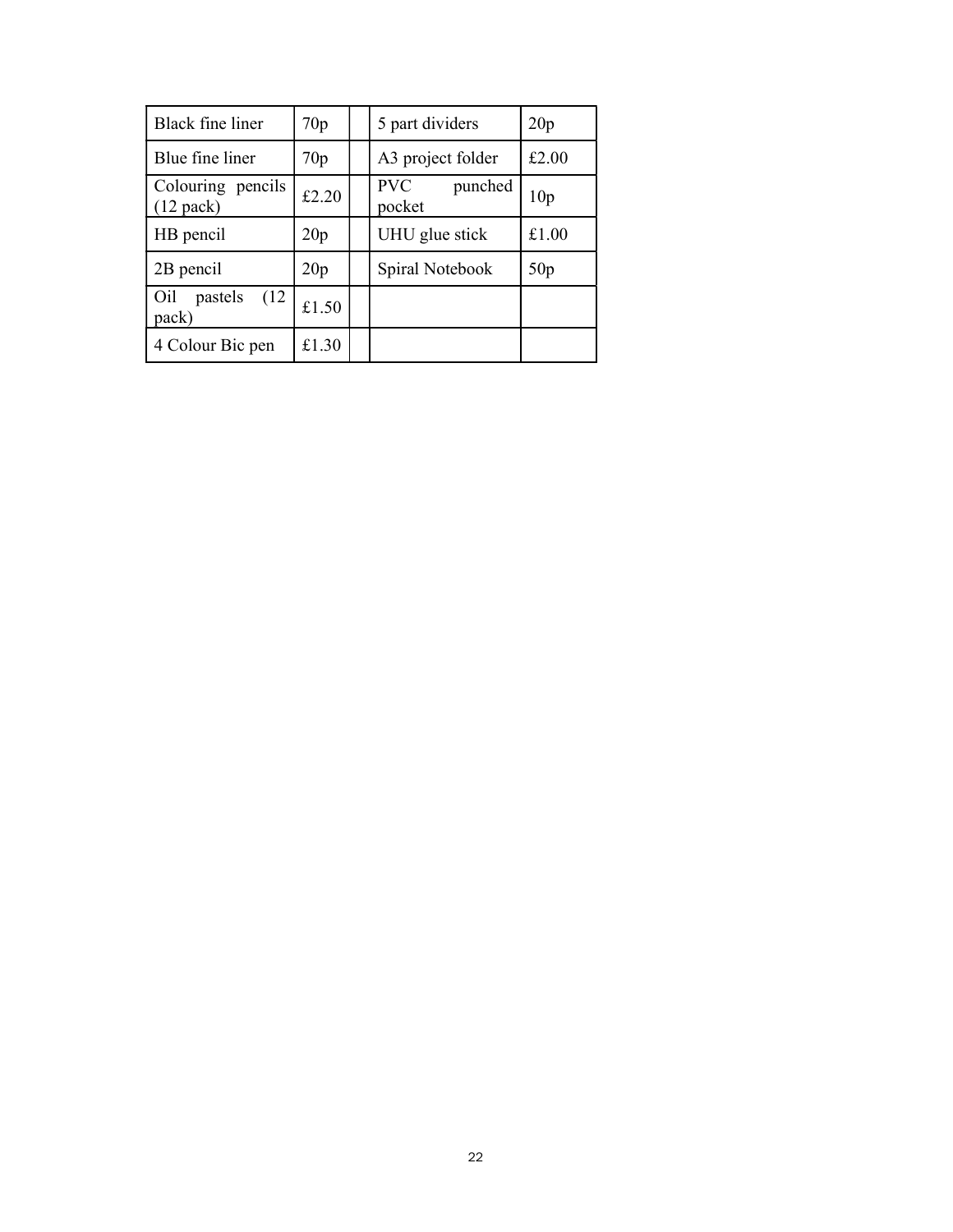| | | | | |
|---|---|---|---|---|
| Black fine liner | 70p | | 5 part dividers | 20p |
| Blue fine liner | 70p | | A3 project folder | £2.00 |
| Colouring pencils (12 pack) | £2.20 | | PVC punched pocket | 10p |
| HB pencil | 20p | | UHU glue stick | £1.00 |
| 2B pencil | 20p | | Spiral Notebook | 50p |
| Oil pastels (12 pack) | £1.50 | | | |
| 4 Colour Bic pen | £1.30 | | | |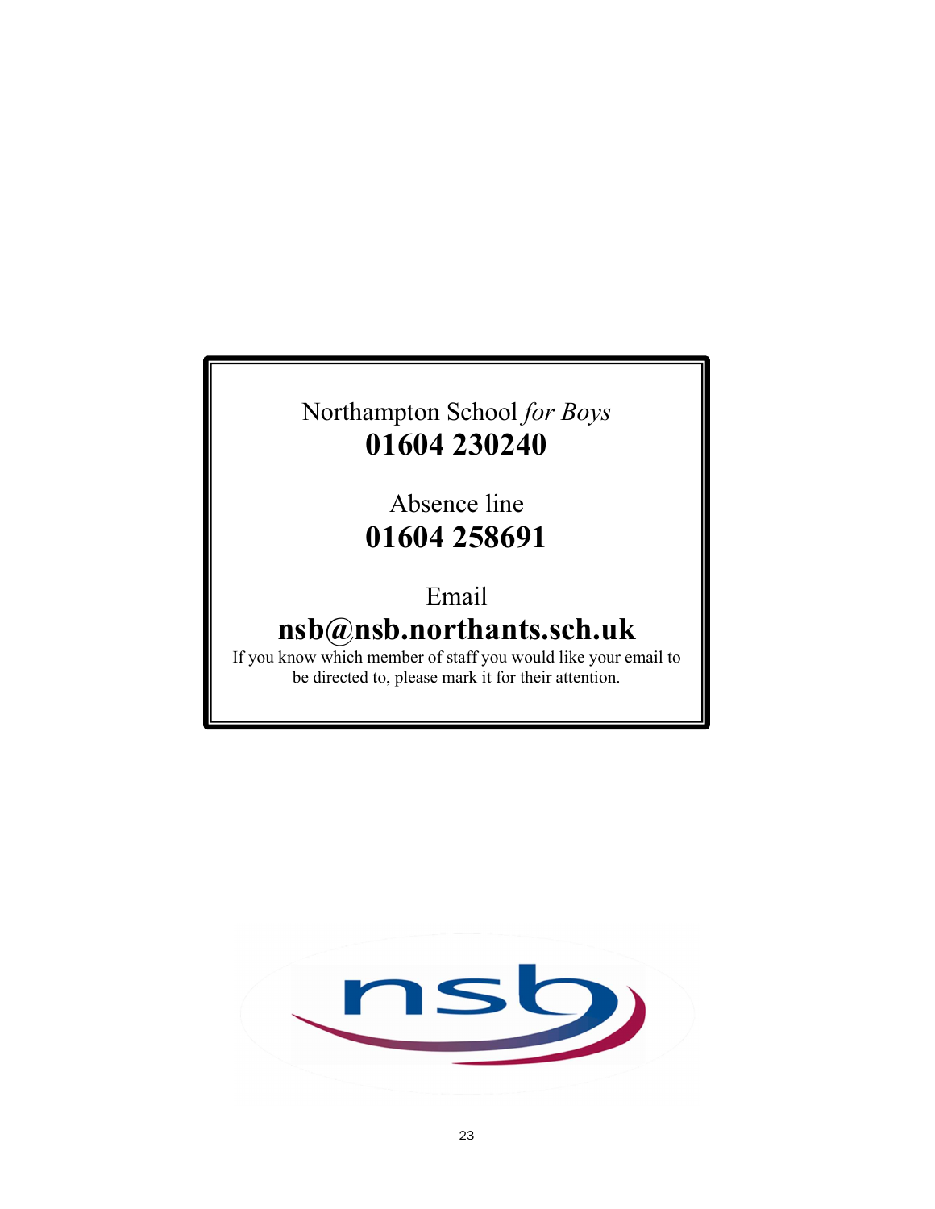Northampton School *for Boys*

**01604 230240**

Absence line

**01604 258691**

Email

**nsb@nsb.northants.sch.uk**

If you know which member of staff you would like your email to be directed to, please mark it for their attention.